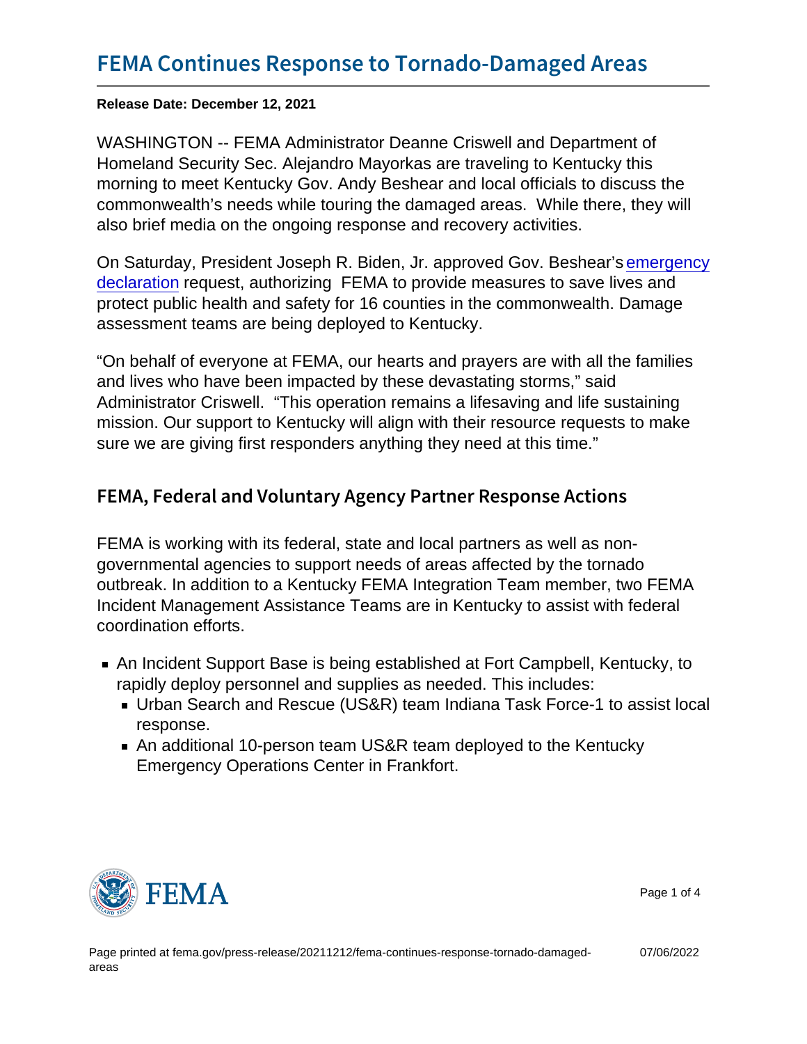# FEMA Continues Response to Tornado-Damaged Areas

**Release Date: December 12, 2021**

WASHINGTON -- FEMA Administrator Deanne Criswell and Department of Homeland Security Sec. Alejandro Mayorkas are traveling to Kentucky this morning to meet Kentucky Gov. Andy Beshear and local officials to discuss the commonwealth's needs while touring the damaged areas. While there, they will also brief media on the ongoing response and recovery activities.

On Saturday, President Joseph R. Biden, Jr. approved Gov. Beshear's emergency declaration request, authorizing FEMA to provide measures to save lives and protect public health and safety for 16 counties in the commonwealth. Damage assessment teams are being deployed to Kentucky.

"On behalf of everyone at FEMA, our hearts and prayers are with all the families and lives who have been impacted by these devastating storms," said Administrator Criswell. "This operation remains a lifesaving and life sustaining mission. Our support to Kentucky will align with their resource requests to make sure we are giving first responders anything they need at this time."

## FEMA, Federal and Voluntary Agency Partner Response Actions

FEMA is working with its federal, state and local partners as well as non-governmental agencies to support needs of areas affected by the tornado outbreak. In addition to a Kentucky FEMA Integration Team member, two FEMA Incident Management Assistance Teams are in Kentucky to assist with federal coordination efforts.

- An Incident Support Base is being established at Fort Campbell, Kentucky, to rapidly deploy personnel and supplies as needed. This includes:
  - Urban Search and Rescue (US&R) team Indiana Task Force-1 to assist local response.
  - An additional 10-person team US&R team deployed to the Kentucky Emergency Operations Center in Frankfort.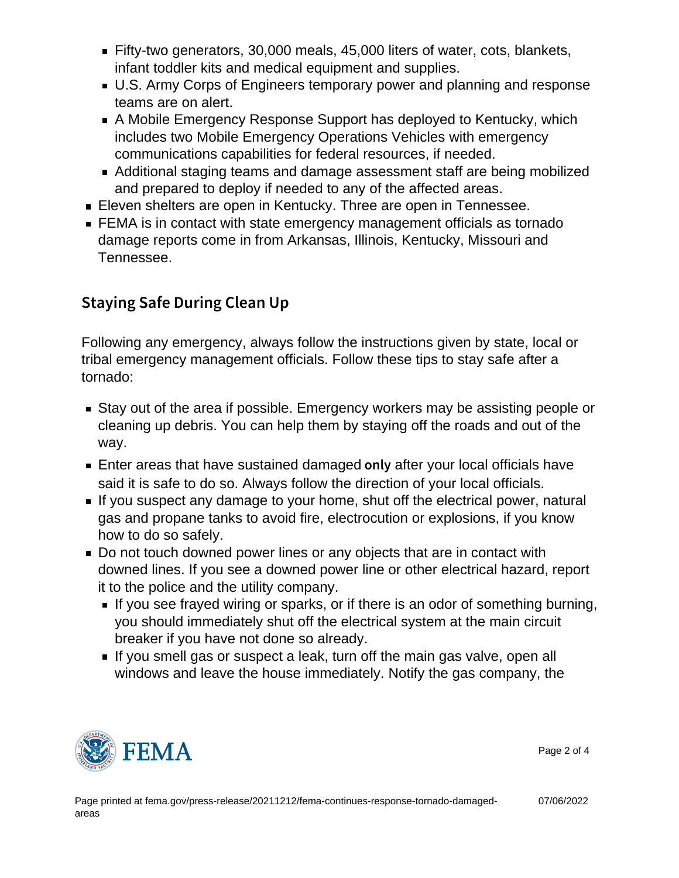- Fifty-two generators, 30,000 meals, 45,000 liters of water, cots, blankets, infant toddler kits and medical equipment and supplies.
  - U.S. Army Corps of Engineers temporary power and planning and response teams are on alert.
  - A Mobile Emergency Response Support has deployed to Kentucky, which includes two Mobile Emergency Operations Vehicles with emergency communications capabilities for federal resources, if needed.
  - Additional staging teams and damage assessment staff are being mobilized and prepared to deploy if needed to any of the affected areas.
- Eleven shelters are open in Kentucky. Three are open in Tennessee.
- FEMA is in contact with state emergency management officials as tornado damage reports come in from Arkansas, Illinois, Kentucky, Missouri and Tennessee.

## Staying Safe During Clean Up

Following any emergency, always follow the instructions given by state, local or tribal emergency management officials. Follow these tips to stay safe after a tornado:

- Stay out of the area if possible. Emergency workers may be assisting people or cleaning up debris. You can help them by staying off the roads and out of the way.
- Enter areas that have sustained damaged **only** after your local officials have said it is safe to do so. Always follow the direction of your local officials.
- If you suspect any damage to your home, shut off the electrical power, natural gas and propane tanks to avoid fire, electrocution or explosions, if you know how to do so safely.
- Do not touch downed power lines or any objects that are in contact with downed lines. If you see a downed power line or other electrical hazard, report it to the police and the utility company.
  - If you see frayed wiring or sparks, or if there is an odor of something burning, you should immediately shut off the electrical system at the main circuit breaker if you have not done so already.
  - If you smell gas or suspect a leak, turn off the main gas valve, open all windows and leave the house immediately. Notify the gas company, the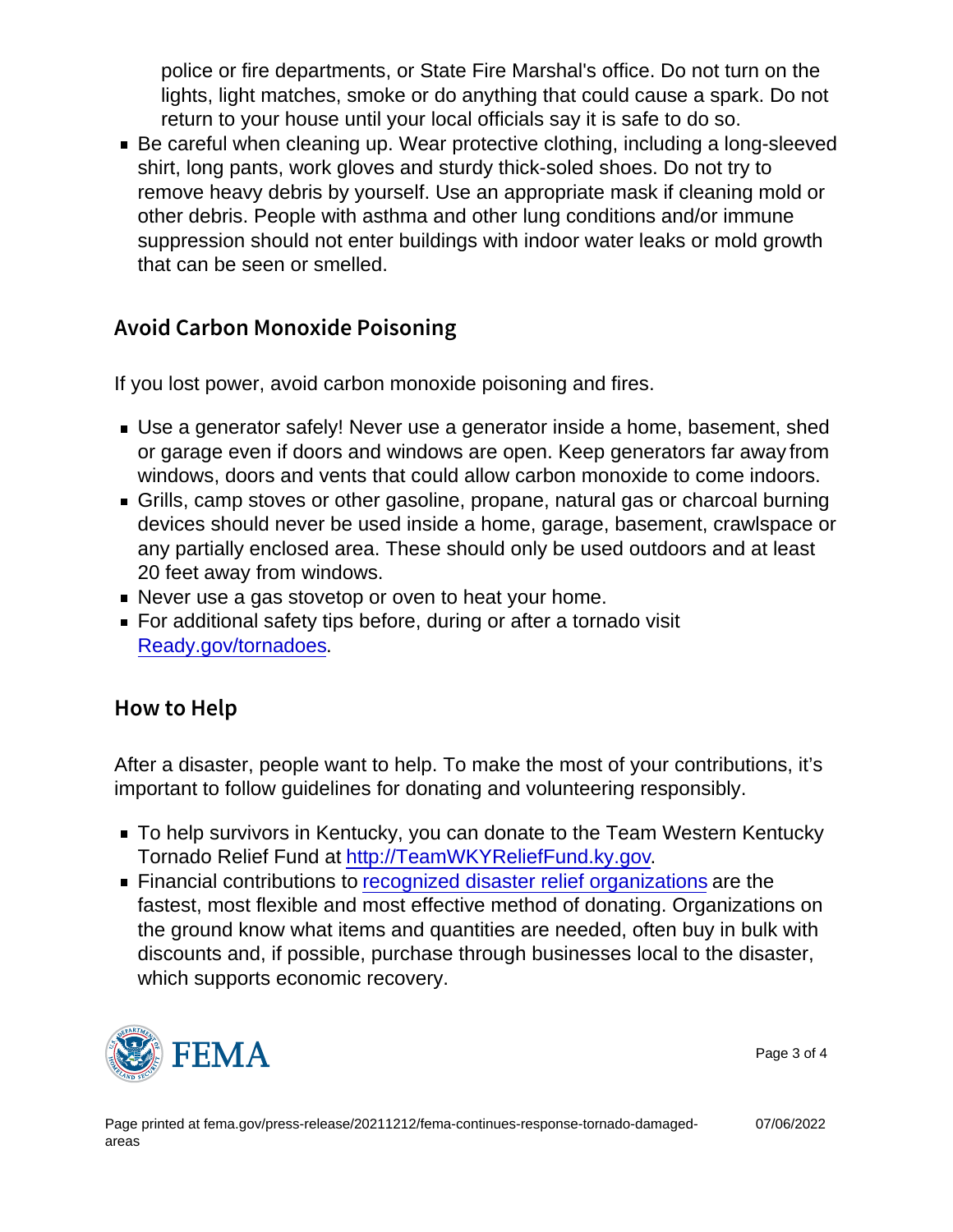police or fire departments, or State Fire Marshal's office. Do not turn on the lights, light matches, smoke or do anything that could cause a spark. Do not return to your house until your local officials say it is safe to do so.

- Be careful when cleaning up. Wear protective clothing, including a long-sleeved shirt, long pants, work gloves and sturdy thick-soled shoes. Do not try to remove heavy debris by yourself. Use an appropriate mask if cleaning mold or other debris. People with asthma and other lung conditions and/or immune suppression should not enter buildings with indoor water leaks or mold growth that can be seen or smelled.

## Avoid Carbon Monoxide Poisoning

If you lost power, avoid carbon monoxide poisoning and fires.

- Use a generator safely! Never use a generator inside a home, basement, shed or garage even if doors and windows are open. Keep generators far away from windows, doors and vents that could allow carbon monoxide to come indoors.
- Grills, camp stoves or other gasoline, propane, natural gas or charcoal burning devices should never be used inside a home, garage, basement, crawlspace or any partially enclosed area. These should only be used outdoors and at least 20 feet away from windows.
- Never use a gas stovetop or oven to heat your home.
- For additional safety tips before, during or after a tornado visit [Ready.gov/tornadoes](Ready.gov/tornadoes).

## How to Help

After a disaster, people want to help. To make the most of your contributions, it's important to follow guidelines for donating and volunteering responsibly.

- To help survivors in Kentucky, you can donate to the Team Western Kentucky Tornado Relief Fund at [http://TeamWKYReliefFund.ky.gov](http://TeamWKYReliefFund.ky.gov).
- Financial contributions to recognized disaster relief organizations are the fastest, most flexible and most effective method of donating. Organizations on the ground know what items and quantities are needed, often buy in bulk with discounts and, if possible, purchase through businesses local to the disaster, which supports economic recovery.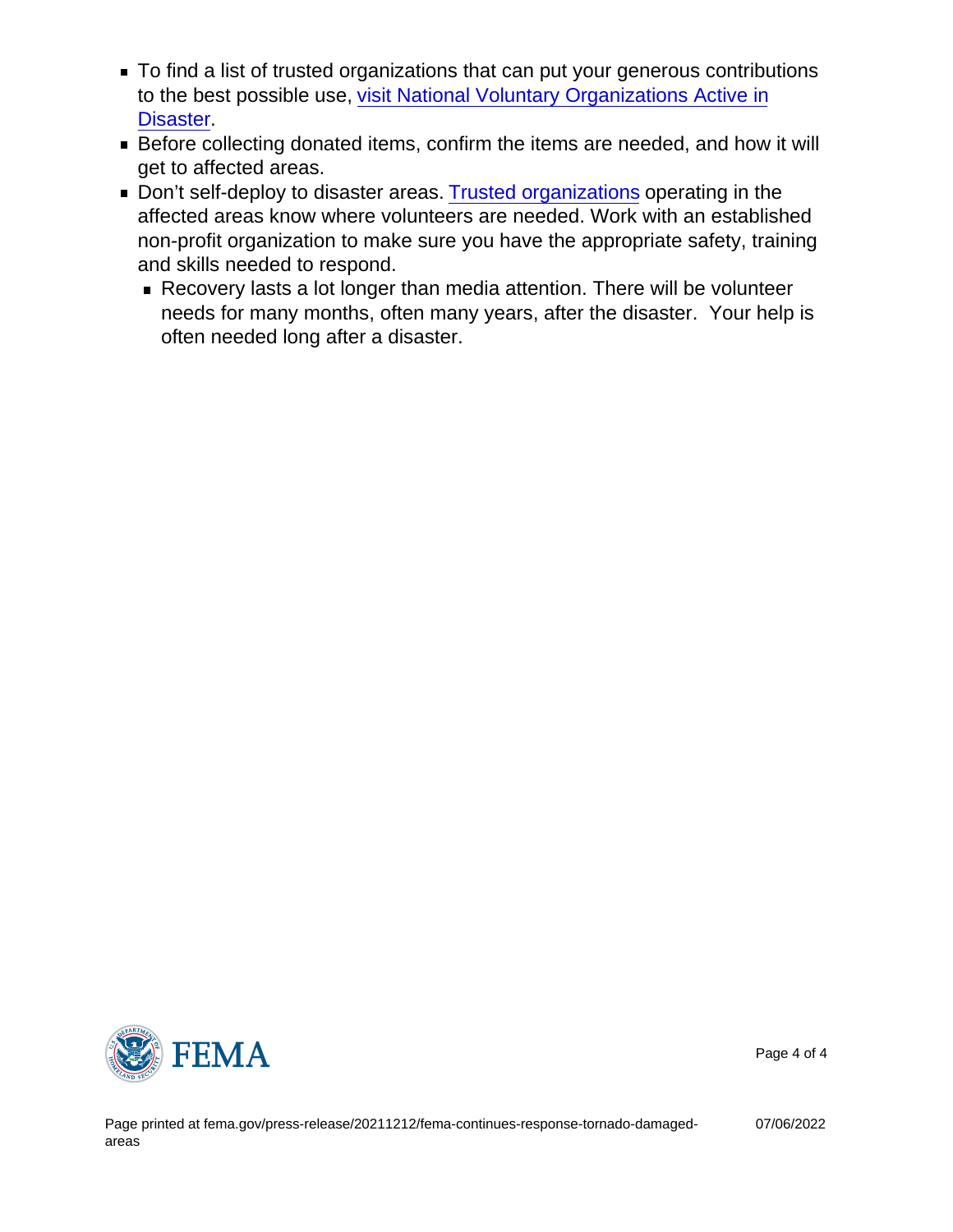- To find a list of trusted organizations that can put your generous contributions to the best possible use, visit National Voluntary Organizations Active in Disaster.
- Before collecting donated items, confirm the items are needed, and how it will get to affected areas.
- Don't self-deploy to disaster areas. Trusted organizations operating in the affected areas know where volunteers are needed. Work with an established non-profit organization to make sure you have the appropriate safety, training and skills needed to respond.
  - Recovery lasts a lot longer than media attention. There will be volunteer needs for many months, often many years, after the disaster. Your help is often needed long after a disaster.